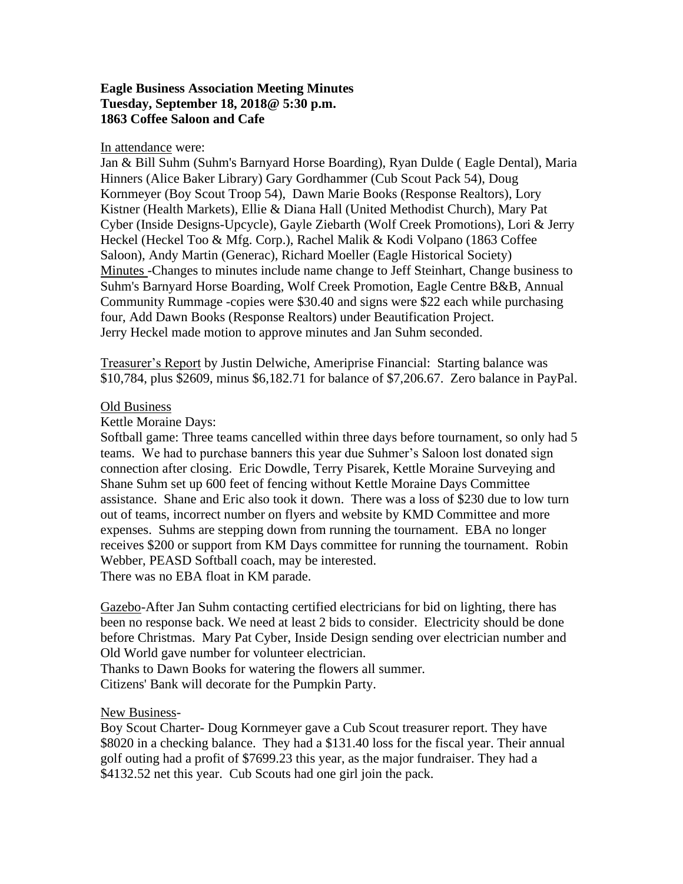**Eagle Business Association Meeting Minutes**
**Tuesday, September 18, 2018@ 5:30 p.m.**
**1863 Coffee Saloon and Cafe**

In attendance were:
Jan & Bill Suhm (Suhm's Barnyard Horse Boarding), Ryan Dulde ( Eagle Dental), Maria Hinners (Alice Baker Library) Gary Gordhammer (Cub Scout Pack 54), Doug Kornmeyer (Boy Scout Troop 54), Dawn Marie Books (Response Realtors), Lory Kistner (Health Markets), Ellie & Diana Hall (United Methodist Church), Mary Pat Cyber (Inside Designs-Upcycle), Gayle Ziebarth (Wolf Creek Promotions), Lori & Jerry Heckel (Heckel Too & Mfg. Corp.), Rachel Malik & Kodi Volpano (1863 Coffee Saloon), Andy Martin (Generac), Richard Moeller (Eagle Historical Society)
Minutes -Changes to minutes include name change to Jeff Steinhart, Change business to Suhm's Barnyard Horse Boarding, Wolf Creek Promotion, Eagle Centre B&B, Annual Community Rummage -copies were $30.40 and signs were $22 each while purchasing four, Add Dawn Books (Response Realtors) under Beautification Project.
Jerry Heckel made motion to approve minutes and Jan Suhm seconded.

Treasurer's Report by Justin Delwiche, Ameriprise Financial: Starting balance was $10,784, plus $2609, minus $6,182.71 for balance of $7,206.67. Zero balance in PayPal.

Old Business
Kettle Moraine Days:
Softball game: Three teams cancelled within three days before tournament, so only had 5 teams. We had to purchase banners this year due Suhmer's Saloon lost donated sign connection after closing. Eric Dowdle, Terry Pisarek, Kettle Moraine Surveying and Shane Suhm set up 600 feet of fencing without Kettle Moraine Days Committee assistance. Shane and Eric also took it down. There was a loss of $230 due to low turn out of teams, incorrect number on flyers and website by KMD Committee and more expenses. Suhms are stepping down from running the tournament. EBA no longer receives $200 or support from KM Days committee for running the tournament. Robin Webber, PEASD Softball coach, may be interested.
There was no EBA float in KM parade.

Gazebo-After Jan Suhm contacting certified electricians for bid on lighting, there has been no response back. We need at least 2 bids to consider. Electricity should be done before Christmas. Mary Pat Cyber, Inside Design sending over electrician number and Old World gave number for volunteer electrician.
Thanks to Dawn Books for watering the flowers all summer.
Citizens' Bank will decorate for the Pumpkin Party.

New Business-
Boy Scout Charter- Doug Kornmeyer gave a Cub Scout treasurer report. They have $8020 in a checking balance. They had a $131.40 loss for the fiscal year. Their annual golf outing had a profit of $7699.23 this year, as the major fundraiser. They had a $4132.52 net this year. Cub Scouts had one girl join the pack.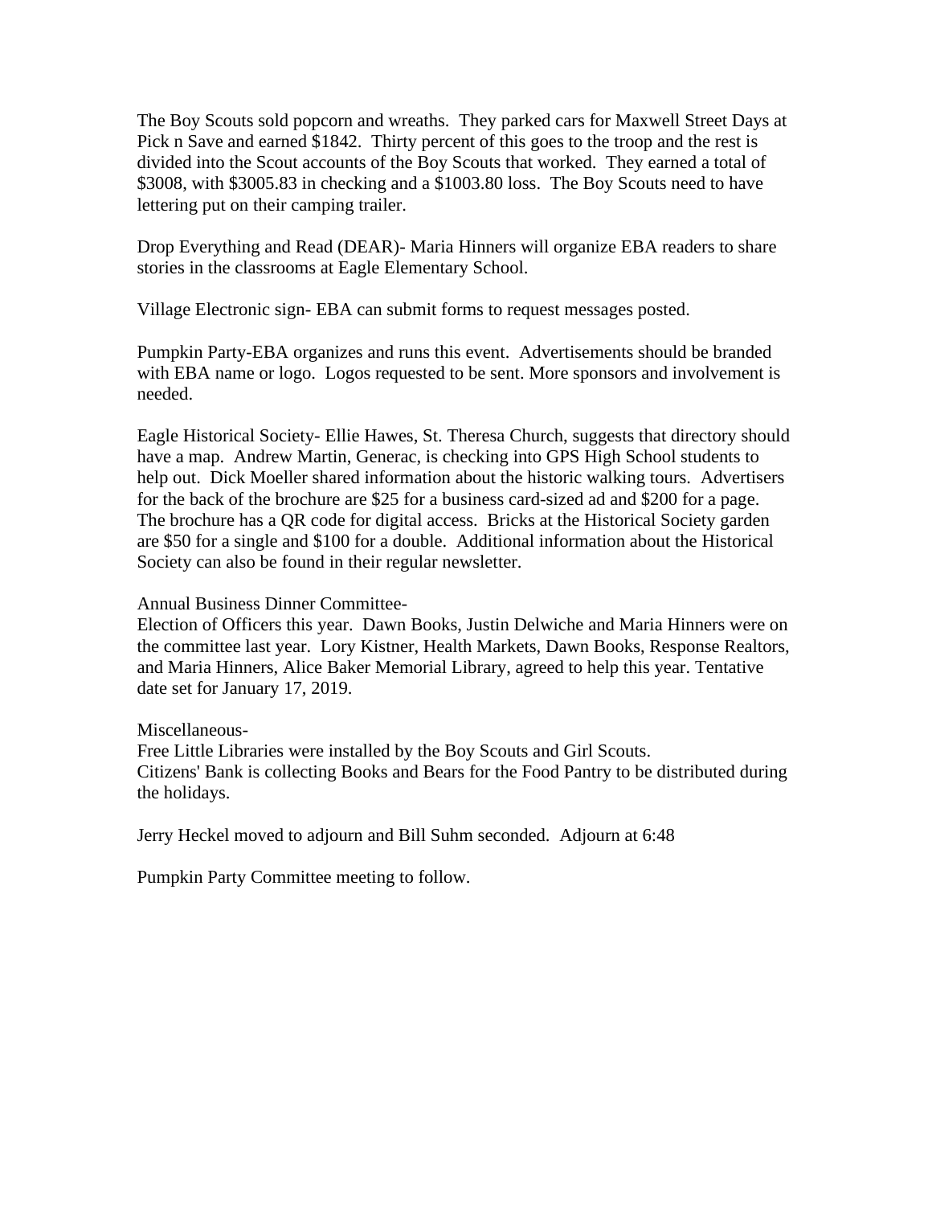The Boy Scouts sold popcorn and wreaths. They parked cars for Maxwell Street Days at Pick n Save and earned $1842. Thirty percent of this goes to the troop and the rest is divided into the Scout accounts of the Boy Scouts that worked. They earned a total of $3008, with $3005.83 in checking and a $1003.80 loss. The Boy Scouts need to have lettering put on their camping trailer.

Drop Everything and Read (DEAR)- Maria Hinners will organize EBA readers to share stories in the classrooms at Eagle Elementary School.

Village Electronic sign- EBA can submit forms to request messages posted.

Pumpkin Party-EBA organizes and runs this event. Advertisements should be branded with EBA name or logo. Logos requested to be sent. More sponsors and involvement is needed.

Eagle Historical Society- Ellie Hawes, St. Theresa Church, suggests that directory should have a map. Andrew Martin, Generac, is checking into GPS High School students to help out. Dick Moeller shared information about the historic walking tours. Advertisers for the back of the brochure are $25 for a business card-sized ad and $200 for a page. The brochure has a QR code for digital access. Bricks at the Historical Society garden are $50 for a single and $100 for a double. Additional information about the Historical Society can also be found in their regular newsletter.

Annual Business Dinner Committee-
Election of Officers this year. Dawn Books, Justin Delwiche and Maria Hinners were on the committee last year. Lory Kistner, Health Markets, Dawn Books, Response Realtors, and Maria Hinners, Alice Baker Memorial Library, agreed to help this year. Tentative date set for January 17, 2019.

Miscellaneous-
Free Little Libraries were installed by the Boy Scouts and Girl Scouts.
Citizens' Bank is collecting Books and Bears for the Food Pantry to be distributed during the holidays.

Jerry Heckel moved to adjourn and Bill Suhm seconded. Adjourn at 6:48

Pumpkin Party Committee meeting to follow.